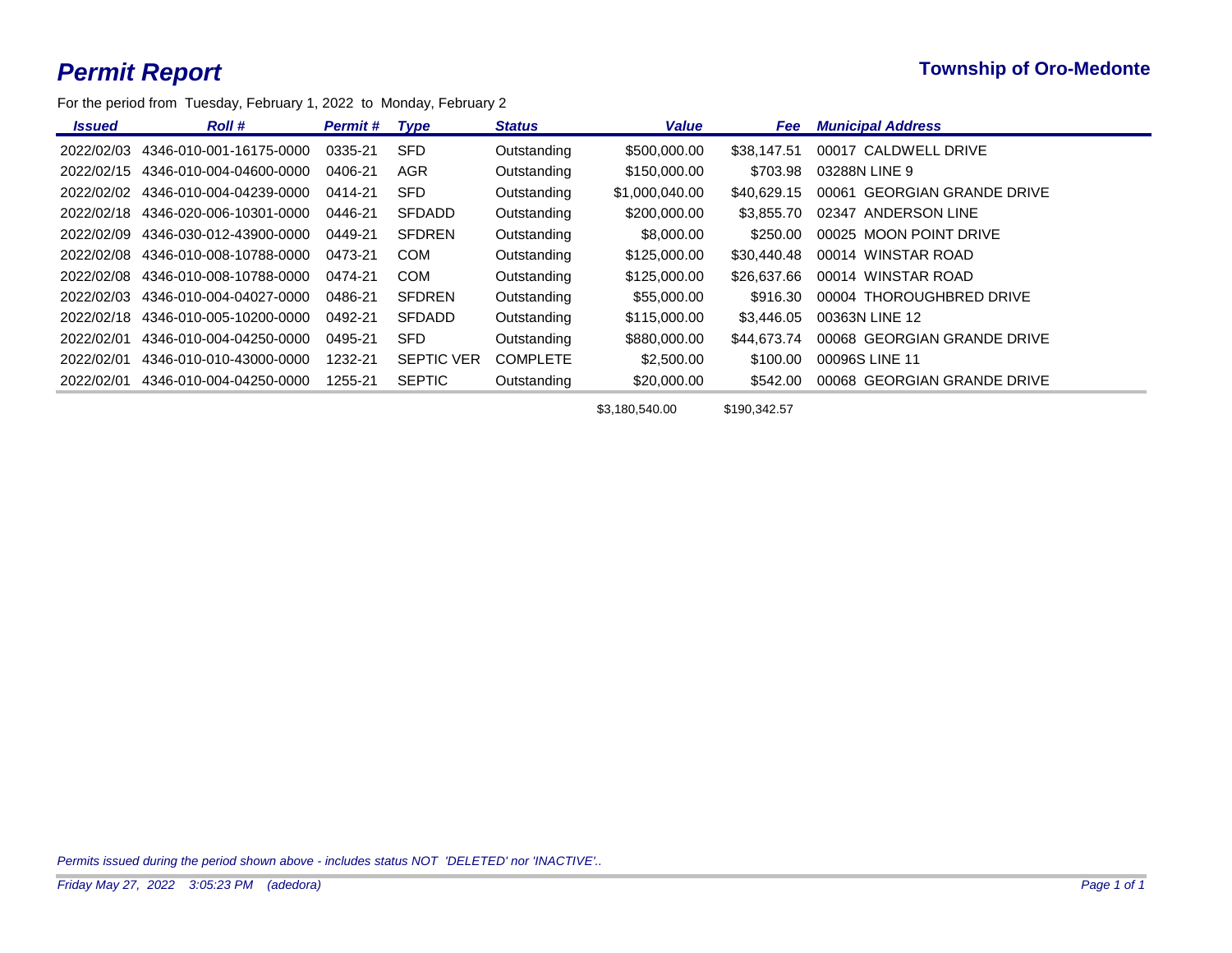# Permit Report

**Township of Oro-Medonte**

For the period from Tuesday, February 1, 2022 to Monday, February 2

| Issued | Roll # | Permit # | Type | Status | Value | Fee | Municipal Address |
|---|---|---|---|---|---|---|---|
| 2022/02/03 | 4346-010-001-16175-0000 | 0335-21 | SFD | Outstanding | $500,000.00 | $38,147.51 | 00017 CALDWELL DRIVE |
| 2022/02/15 | 4346-010-004-04600-0000 | 0406-21 | AGR | Outstanding | $150,000.00 | $703.98 | 03288N LINE 9 |
| 2022/02/02 | 4346-010-004-04239-0000 | 0414-21 | SFD | Outstanding | $1,000,040.00 | $40,629.15 | 00061 GEORGIAN GRANDE DRIVE |
| 2022/02/18 | 4346-020-006-10301-0000 | 0446-21 | SFDADD | Outstanding | $200,000.00 | $3,855.70 | 02347 ANDERSON LINE |
| 2022/02/09 | 4346-030-012-43900-0000 | 0449-21 | SFDREN | Outstanding | $8,000.00 | $250.00 | 00025 MOON POINT DRIVE |
| 2022/02/08 | 4346-010-008-10788-0000 | 0473-21 | COM | Outstanding | $125,000.00 | $30,440.48 | 00014 WINSTAR ROAD |
| 2022/02/08 | 4346-010-008-10788-0000 | 0474-21 | COM | Outstanding | $125,000.00 | $26,637.66 | 00014 WINSTAR ROAD |
| 2022/02/03 | 4346-010-004-04027-0000 | 0486-21 | SFDREN | Outstanding | $55,000.00 | $916.30 | 00004 THOROUGHBRED DRIVE |
| 2022/02/18 | 4346-010-005-10200-0000 | 0492-21 | SFDADD | Outstanding | $115,000.00 | $3,446.05 | 00363N LINE 12 |
| 2022/02/01 | 4346-010-004-04250-0000 | 0495-21 | SFD | Outstanding | $880,000.00 | $44,673.74 | 00068 GEORGIAN GRANDE DRIVE |
| 2022/02/01 | 4346-010-010-43000-0000 | 1232-21 | SEPTIC VER | COMPLETE | $2,500.00 | $100.00 | 00096S LINE 11 |
| 2022/02/01 | 4346-010-004-04250-0000 | 1255-21 | SEPTIC | Outstanding | $20,000.00 | $542.00 | 00068 GEORGIAN GRANDE DRIVE |
| | | | | | $3,180,540.00 | $190,342.57 | |

*Permits issued during the period shown above - includes status NOT 'DELETED' nor 'INACTIVE'..*

*Friday May 27, 2022 3:05:23 PM (adedora)*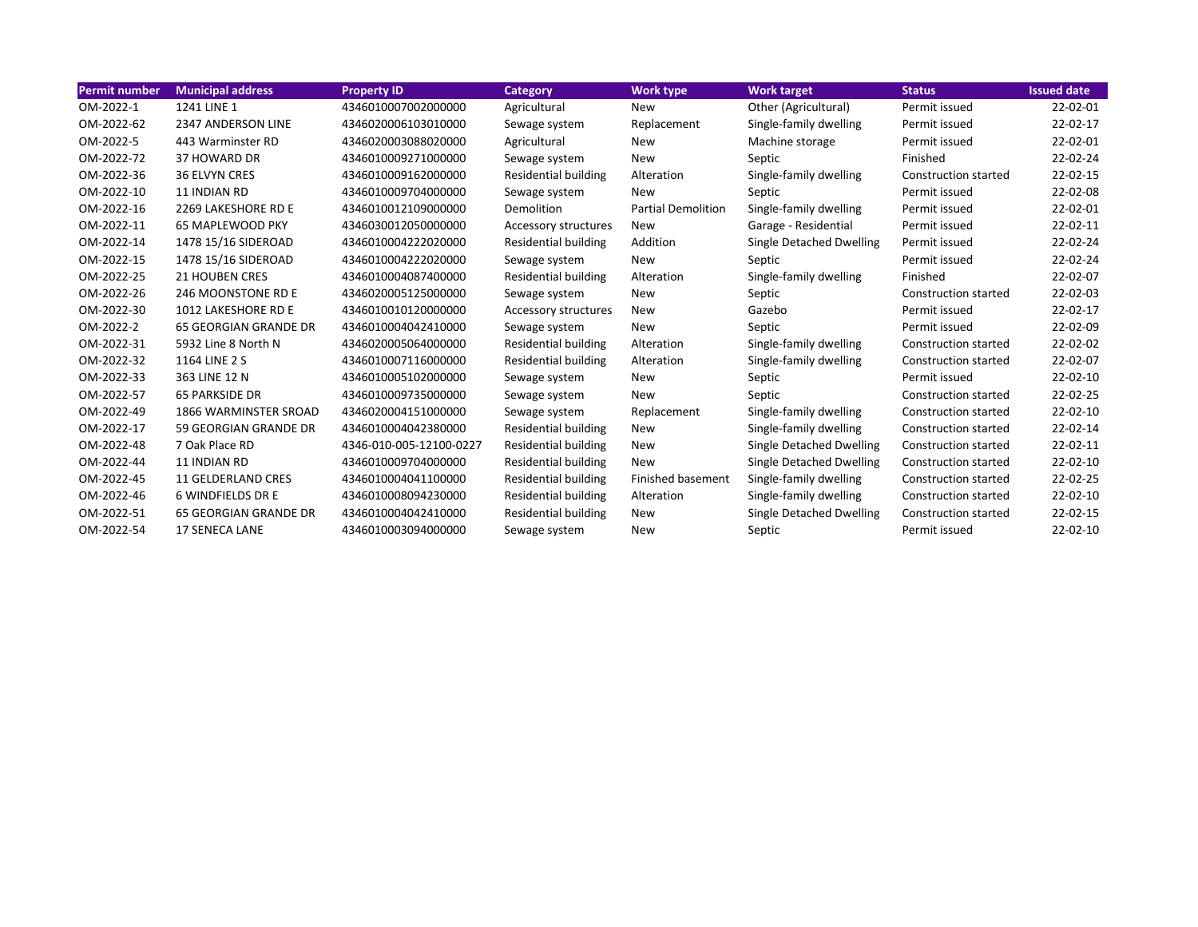| Permit number | Municipal address | Property ID | Category | Work type | Work target | Status | Issued date |
|---|---|---|---|---|---|---|---|
| OM-2022-1 | 1241 LINE 1 | 4346010007002000000 | Agricultural | New | Other (Agricultural) | Permit issued | 22-02-01 |
| OM-2022-62 | 2347 ANDERSON LINE | 4346020006103010000 | Sewage system | Replacement | Single-family dwelling | Permit issued | 22-02-17 |
| OM-2022-5 | 443 Warminster RD | 4346020003088020000 | Agricultural | New | Machine storage | Permit issued | 22-02-01 |
| OM-2022-72 | 37 HOWARD DR | 4346010009271000000 | Sewage system | New | Septic | Finished | 22-02-24 |
| OM-2022-36 | 36 ELVYN CRES | 4346010009162000000 | Residential building | Alteration | Single-family dwelling | Construction started | 22-02-15 |
| OM-2022-10 | 11 INDIAN RD | 4346010009704000000 | Sewage system | New | Septic | Permit issued | 22-02-08 |
| OM-2022-16 | 2269 LAKESHORE RD E | 4346010012109000000 | Demolition | Partial Demolition | Single-family dwelling | Permit issued | 22-02-01 |
| OM-2022-11 | 65 MAPLEWOOD PKY | 4346030012050000000 | Accessory structures | New | Garage - Residential | Permit issued | 22-02-11 |
| OM-2022-14 | 1478 15/16 SIDEROAD | 4346010004222020000 | Residential building | Addition | Single Detached Dwelling | Permit issued | 22-02-24 |
| OM-2022-15 | 1478 15/16 SIDEROAD | 4346010004222020000 | Sewage system | New | Septic | Permit issued | 22-02-24 |
| OM-2022-25 | 21 HOUBEN CRES | 4346010004087400000 | Residential building | Alteration | Single-family dwelling | Finished | 22-02-07 |
| OM-2022-26 | 246 MOONSTONE RD E | 4346020005125000000 | Sewage system | New | Septic | Construction started | 22-02-03 |
| OM-2022-30 | 1012 LAKESHORE RD E | 4346010010120000000 | Accessory structures | New | Gazebo | Permit issued | 22-02-17 |
| OM-2022-2 | 65 GEORGIAN GRANDE DR | 4346010004042410000 | Sewage system | New | Septic | Permit issued | 22-02-09 |
| OM-2022-31 | 5932 Line 8 North N | 4346020005064000000 | Residential building | Alteration | Single-family dwelling | Construction started | 22-02-02 |
| OM-2022-32 | 1164 LINE 2 S | 4346010007116000000 | Residential building | Alteration | Single-family dwelling | Construction started | 22-02-07 |
| OM-2022-33 | 363 LINE 12 N | 4346010005102000000 | Sewage system | New | Septic | Permit issued | 22-02-10 |
| OM-2022-57 | 65 PARKSIDE DR | 4346010009735000000 | Sewage system | New | Septic | Construction started | 22-02-25 |
| OM-2022-49 | 1866 WARMINSTER SROAD | 4346020004151000000 | Sewage system | Replacement | Single-family dwelling | Construction started | 22-02-10 |
| OM-2022-17 | 59 GEORGIAN GRANDE DR | 4346010004042380000 | Residential building | New | Single-family dwelling | Construction started | 22-02-14 |
| OM-2022-48 | 7 Oak Place RD | 4346-010-005-12100-0227 | Residential building | New | Single Detached Dwelling | Construction started | 22-02-11 |
| OM-2022-44 | 11 INDIAN RD | 4346010009704000000 | Residential building | New | Single Detached Dwelling | Construction started | 22-02-10 |
| OM-2022-45 | 11 GELDERLAND CRES | 4346010004041100000 | Residential building | Finished basement | Single-family dwelling | Construction started | 22-02-25 |
| OM-2022-46 | 6 WINDFIELDS DR E | 4346010008094230000 | Residential building | Alteration | Single-family dwelling | Construction started | 22-02-10 |
| OM-2022-51 | 65 GEORGIAN GRANDE DR | 4346010004042410000 | Residential building | New | Single Detached Dwelling | Construction started | 22-02-15 |
| OM-2022-54 | 17 SENECA LANE | 4346010003094000000 | Sewage system | New | Septic | Permit issued | 22-02-10 |